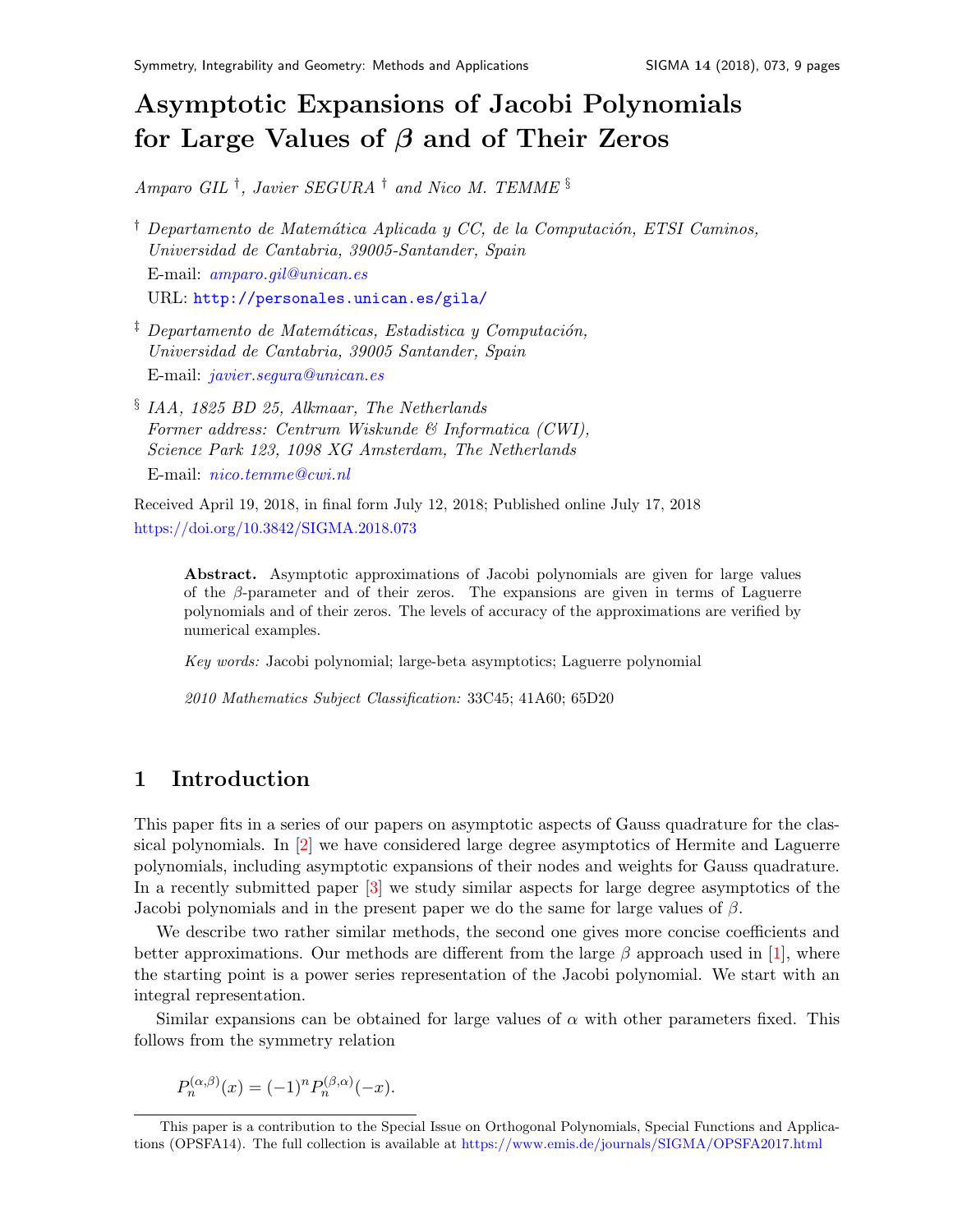# Asymptotic Expansions of Jacobi Polynomials for Large Values of $\beta$ and of Their Zeros

*Amparo GIL* [†], *Javier SEGURA* [†] *and Nico M. TEMME* [§]

[†] *Departamento de Matemática Aplicada y CC, de la Computación, ETSI Caminos, Universidad de Cantabria, 39005-Santander, Spain*
E-mail: *amparo.gil@unican.es*
URL: http://personales.unican.es/gila/

[‡] *Departamento de Matemáticas, Estadistica y Computación, Universidad de Cantabria, 39005 Santander, Spain*
E-mail: *javier.segura@unican.es*

[§] *IAA, 1825 BD 25, Alkmaar, The Netherlands*
*Former address: Centrum Wiskunde & Informatica (CWI), Science Park 123, 1098 XG Amsterdam, The Netherlands*
E-mail: *nico.temme@cwi.nl*

Received April 19, 2018, in final form July 12, 2018; Published online July 17, 2018
https://doi.org/10.3842/SIGMA.2018.073

> **Abstract.** Asymptotic approximations of Jacobi polynomials are given for large values of the $\beta$-parameter and of their zeros. The expansions are given in terms of Laguerre polynomials and of their zeros. The levels of accuracy of the approximations are verified by numerical examples.
>
> *Key words:* Jacobi polynomial; large-beta asymptotics; Laguerre polynomial
>
> *2010 Mathematics Subject Classification:* 33C45; 41A60; 65D20

## 1 Introduction

This paper fits in a series of our papers on asymptotic aspects of Gauss quadrature for the classical polynomials. In [2] we have considered large degree asymptotics of Hermite and Laguerre polynomials, including asymptotic expansions of their nodes and weights for Gauss quadrature. In a recently submitted paper [3] we study similar aspects for large degree asymptotics of the Jacobi polynomials and in the present paper we do the same for large values of $\beta$.

We describe two rather similar methods, the second one gives more concise coefficients and better approximations. Our methods are different from the large $\beta$ approach used in [1], where the starting point is a power series representation of the Jacobi polynomial. We start with an integral representation.

Similar expansions can be obtained for large values of $\alpha$ with other parameters fixed. This follows from the symmetry relation

$$P_n^{(\alpha,\beta)}(x) = (-1)^n P_n^{(\beta,\alpha)}(-x).$$

This paper is a contribution to the Special Issue on Orthogonal Polynomials, Special Functions and Applications (OPSFA14). The full collection is available at https://www.emis.de/journals/SIGMA/OPSFA2017.html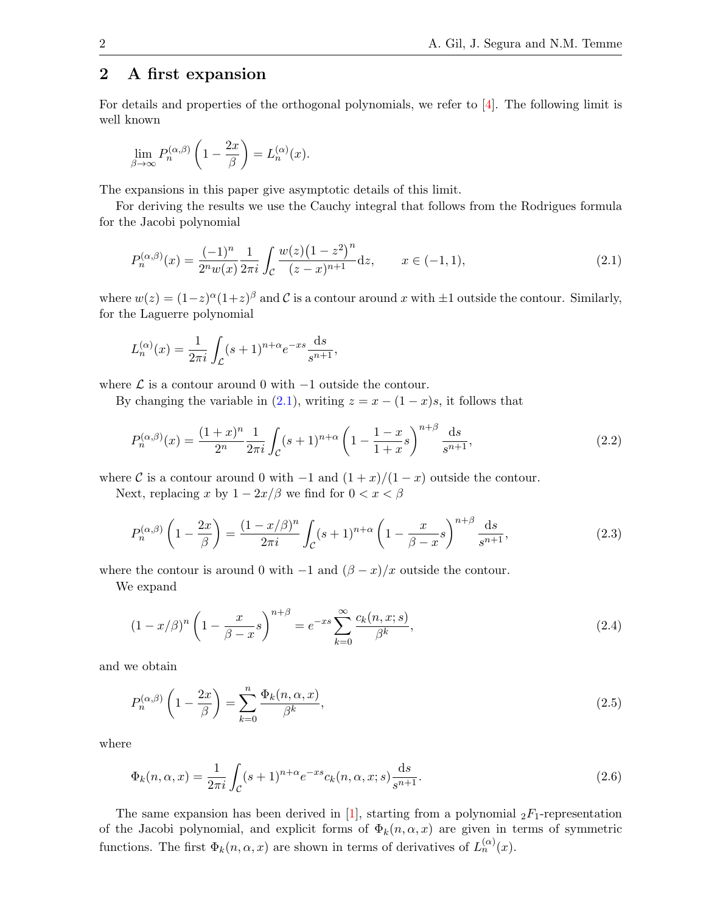## 2 A first expansion

For details and properties of the orthogonal polynomials, we refer to [4]. The following limit is well known

$$\lim_{\beta\to\infty} P_n^{(\alpha,\beta)}\left(1-\frac{2x}{\beta}\right) = L_n^{(\alpha)}(x).$$

The expansions in this paper give asymptotic details of this limit.

For deriving the results we use the Cauchy integral that follows from the Rodrigues formula for the Jacobi polynomial

$$P_n^{(\alpha,\beta)}(x) = \frac{(-1)^n}{2^n w(x)}\frac{1}{2\pi i}\int_{\mathcal{C}} \frac{w(z)\bigl(1-z^2\bigr)^n}{(z-x)^{n+1}}\,\mathrm{d}z, \qquad x\in(-1,1), \tag{2.1}$$

where $w(z) = (1-z)^\alpha(1+z)^\beta$ and $\mathcal{C}$ is a contour around $x$ with $\pm 1$ outside the contour. Similarly, for the Laguerre polynomial

$$L_n^{(\alpha)}(x) = \frac{1}{2\pi i}\int_{\mathcal{L}} (s+1)^{n+\alpha} e^{-xs}\frac{\mathrm{d}s}{s^{n+1}},$$

where $\mathcal{L}$ is a contour around $0$ with $-1$ outside the contour.

By changing the variable in (2.1), writing $z = x-(1-x)s$, it follows that

$$P_n^{(\alpha,\beta)}(x) = \frac{(1+x)^n}{2^n}\frac{1}{2\pi i}\int_{\mathcal{C}} (s+1)^{n+\alpha}\left(1-\frac{1-x}{1+x}s\right)^{n+\beta}\frac{\mathrm{d}s}{s^{n+1}}, \tag{2.2}$$

where $\mathcal{C}$ is a contour around $0$ with $-1$ and $(1+x)/(1-x)$ outside the contour.

Next, replacing $x$ by $1-2x/\beta$ we find for $0<x<\beta$

$$P_n^{(\alpha,\beta)}\left(1-\frac{2x}{\beta}\right) = \frac{(1-x/\beta)^n}{2\pi i}\int_{\mathcal{C}} (s+1)^{n+\alpha}\left(1-\frac{x}{\beta-x}s\right)^{n+\beta}\frac{\mathrm{d}s}{s^{n+1}}, \tag{2.3}$$

where the contour is around $0$ with $-1$ and $(\beta-x)/x$ outside the contour.

We expand

$$(1-x/\beta)^n\left(1-\frac{x}{\beta-x}s\right)^{n+\beta} = e^{-xs}\sum_{k=0}^{\infty}\frac{c_k(n,x;s)}{\beta^k}, \tag{2.4}$$

and we obtain

$$P_n^{(\alpha,\beta)}\left(1-\frac{2x}{\beta}\right) = \sum_{k=0}^{n}\frac{\Phi_k(n,\alpha,x)}{\beta^k}, \tag{2.5}$$

where

$$\Phi_k(n,\alpha,x) = \frac{1}{2\pi i}\int_{\mathcal{C}} (s+1)^{n+\alpha}e^{-xs}c_k(n,\alpha,x;s)\frac{\mathrm{d}s}{s^{n+1}}. \tag{2.6}$$

The same expansion has been derived in [1], starting from a polynomial ${}_2F_1$-representation of the Jacobi polynomial, and explicit forms of $\Phi_k(n,\alpha,x)$ are given in terms of symmetric functions. The first $\Phi_k(n,\alpha,x)$ are shown in terms of derivatives of $L_n^{(\alpha)}(x)$.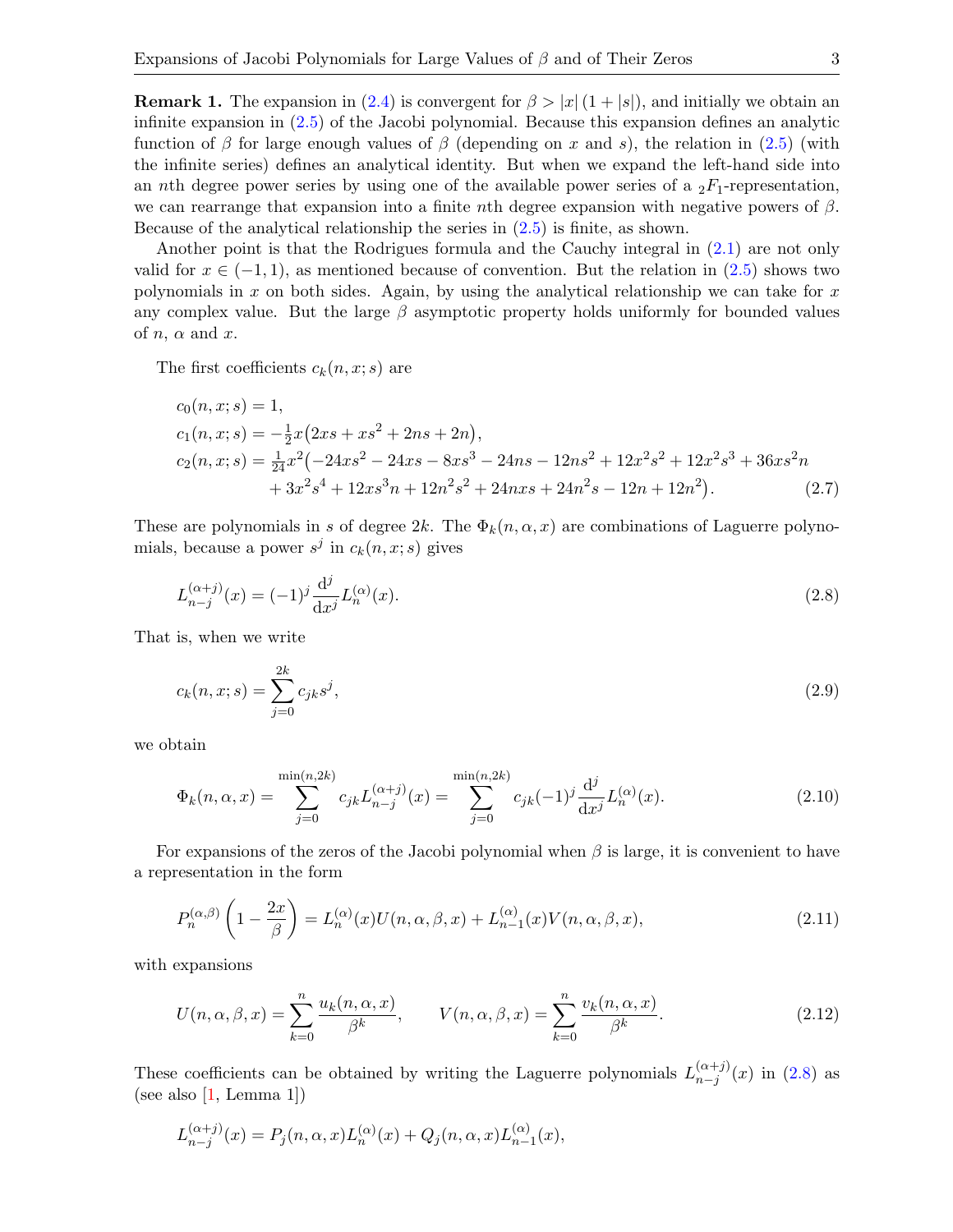**Remark 1.** The expansion in (2.4) is convergent for $\beta > |x|\,(1+|s|)$, and initially we obtain an infinite expansion in (2.5) of the Jacobi polynomial. Because this expansion defines an analytic function of $\beta$ for large enough values of $\beta$ (depending on $x$ and $s$), the relation in (2.5) (with the infinite series) defines an analytical identity. But when we expand the left-hand side into an $n$th degree power series by using one of the available power series of a ${}_2F_1$-representation, we can rearrange that expansion into a finite $n$th degree expansion with negative powers of $\beta$. Because of the analytical relationship the series in (2.5) is finite, as shown.

Another point is that the Rodrigues formula and the Cauchy integral in (2.1) are not only valid for $x \in (-1,1)$, as mentioned because of convention. But the relation in (2.5) shows two polynomials in $x$ on both sides. Again, by using the analytical relationship we can take for $x$ any complex value. But the large $\beta$ asymptotic property holds uniformly for bounded values of $n$, $\alpha$ and $x$.

The first coefficients $c_k(n,x;s)$ are

$$
\begin{aligned}
c_0(n,x;s) &= 1,\\
c_1(n,x;s) &= -\tfrac{1}{2}x\big(2xs + xs^2 + 2ns + 2n\big),\\
c_2(n,x;s) &= \tfrac{1}{24}x^2\big(-24xs^2 - 24xs - 8xs^3 - 24ns - 12ns^2 + 12x^2s^2 + 12x^2s^3 + 36xs^2n\\
&\quad + 3x^2s^4 + 12xs^3n + 12n^2s^2 + 24nxs + 24n^2s - 12n + 12n^2\big).
\end{aligned}
\tag{2.7}
$$

These are polynomials in $s$ of degree $2k$. The $\Phi_k(n,\alpha,x)$ are combinations of Laguerre polynomials, because a power $s^j$ in $c_k(n,x;s)$ gives

$$
L_{n-j}^{(\alpha+j)}(x) = (-1)^j \frac{\mathrm{d}^j}{\mathrm{d}x^j} L_n^{(\alpha)}(x). \tag{2.8}
$$

That is, when we write

$$
c_k(n,x;s) = \sum_{j=0}^{2k} c_{jk} s^j, \tag{2.9}
$$

we obtain

$$
\Phi_k(n,\alpha,x) = \sum_{j=0}^{\min(n,2k)} c_{jk} L_{n-j}^{(\alpha+j)}(x) = \sum_{j=0}^{\min(n,2k)} c_{jk} (-1)^j \frac{\mathrm{d}^j}{\mathrm{d}x^j} L_n^{(\alpha)}(x). \tag{2.10}
$$

For expansions of the zeros of the Jacobi polynomial when $\beta$ is large, it is convenient to have a representation in the form

$$
P_n^{(\alpha,\beta)}\left(1 - \frac{2x}{\beta}\right) = L_n^{(\alpha)}(x) U(n,\alpha,\beta,x) + L_{n-1}^{(\alpha)}(x) V(n,\alpha,\beta,x), \tag{2.11}
$$

with expansions

$$
U(n,\alpha,\beta,x) = \sum_{k=0}^{n} \frac{u_k(n,\alpha,x)}{\beta^k}, \qquad V(n,\alpha,\beta,x) = \sum_{k=0}^{n} \frac{v_k(n,\alpha,x)}{\beta^k}. \tag{2.12}
$$

These coefficients can be obtained by writing the Laguerre polynomials $L_{n-j}^{(\alpha+j)}(x)$ in (2.8) as (see also [1, Lemma 1])

$$
L_{n-j}^{(\alpha+j)}(x) = P_j(n,\alpha,x) L_n^{(\alpha)}(x) + Q_j(n,\alpha,x) L_{n-1}^{(\alpha)}(x),
$$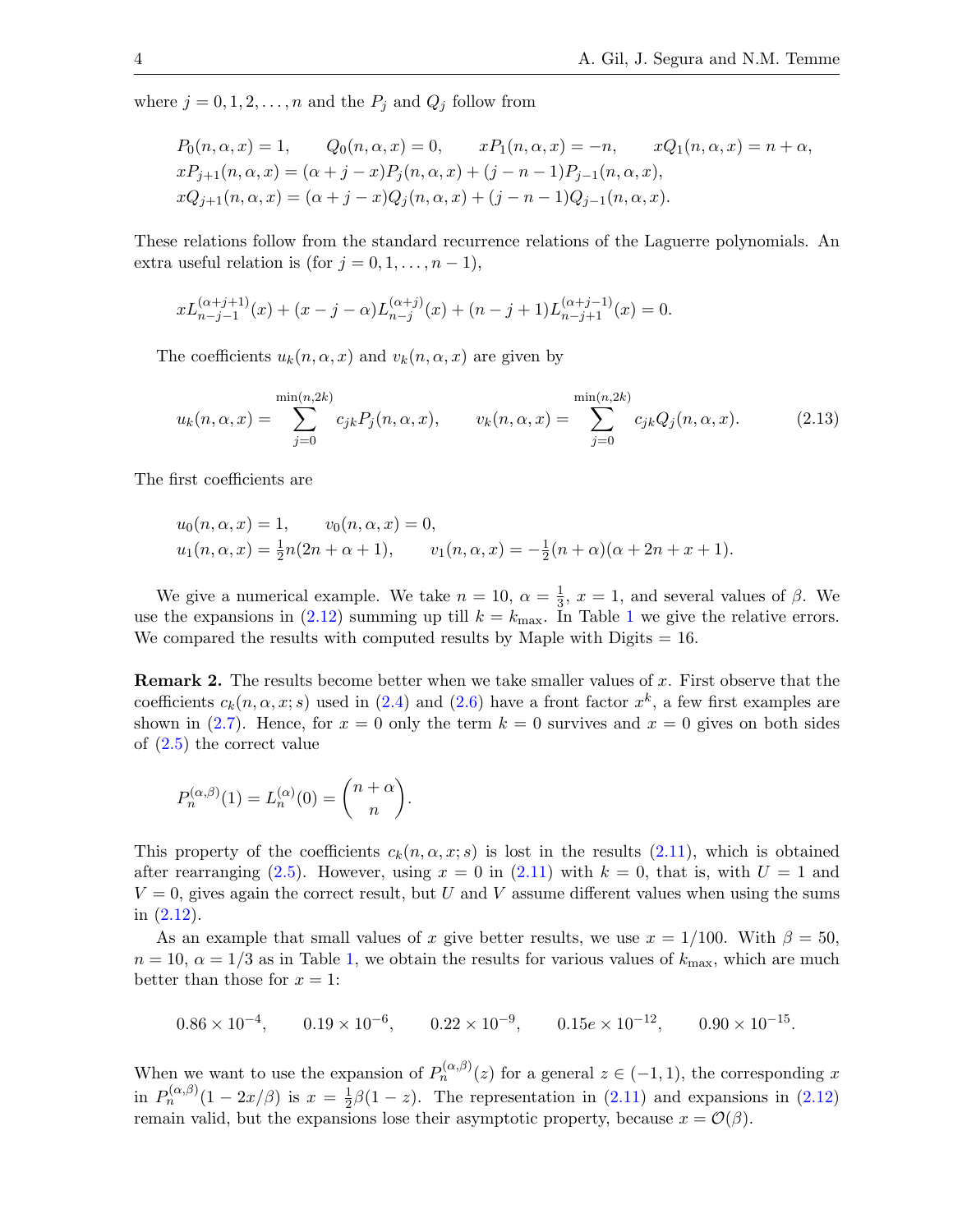where $j = 0, 1, 2, \ldots, n$ and the $P_j$ and $Q_j$ follow from

$$
\begin{aligned}
&P_0(n,\alpha,x) = 1, \qquad Q_0(n,\alpha,x) = 0, \qquad xP_1(n,\alpha,x) = -n, \qquad xQ_1(n,\alpha,x) = n+\alpha,\\
&xP_{j+1}(n,\alpha,x) = (\alpha + j - x)P_j(n,\alpha,x) + (j-n-1)P_{j-1}(n,\alpha,x),\\
&xQ_{j+1}(n,\alpha,x) = (\alpha + j - x)Q_j(n,\alpha,x) + (j-n-1)Q_{j-1}(n,\alpha,x).
\end{aligned}
$$

These relations follow from the standard recurrence relations of the Laguerre polynomials. An extra useful relation is (for $j = 0, 1, \ldots, n-1$),

$$
xL_{n-j-1}^{(\alpha+j+1)}(x) + (x - j - \alpha)L_{n-j}^{(\alpha+j)}(x) + (n-j+1)L_{n-j+1}^{(\alpha+j-1)}(x) = 0.
$$

The coefficients $u_k(n,\alpha,x)$ and $v_k(n,\alpha,x)$ are given by

$$
u_k(n,\alpha,x) = \sum_{j=0}^{\min(n,2k)} c_{jk} P_j(n,\alpha,x), \qquad v_k(n,\alpha,x) = \sum_{j=0}^{\min(n,2k)} c_{jk} Q_j(n,\alpha,x). \tag{2.13}
$$

The first coefficients are

$$
\begin{aligned}
&u_0(n,\alpha,x) = 1, \qquad v_0(n,\alpha,x) = 0,\\
&u_1(n,\alpha,x) = \tfrac{1}{2}n(2n+\alpha+1), \qquad v_1(n,\alpha,x) = -\tfrac{1}{2}(n+\alpha)(\alpha+2n+x+1).
\end{aligned}
$$

We give a numerical example. We take $n = 10$, $\alpha = \frac{1}{3}$, $x = 1$, and several values of $\beta$. We use the expansions in (2.12) summing up till $k = k_{\max}$. In Table 1 we give the relative errors. We compared the results with computed results by Maple with Digits = 16.

**Remark 2.** The results become better when we take smaller values of $x$. First observe that the coefficients $c_k(n,\alpha,x;s)$ used in (2.4) and (2.6) have a front factor $x^k$, a few first examples are shown in (2.7). Hence, for $x = 0$ only the term $k = 0$ survives and $x = 0$ gives on both sides of (2.5) the correct value

$$
P_n^{(\alpha,\beta)}(1) = L_n^{(\alpha)}(0) = \binom{n+\alpha}{n}.
$$

This property of the coefficients $c_k(n,\alpha,x;s)$ is lost in the results (2.11), which is obtained after rearranging (2.5). However, using $x = 0$ in (2.11) with $k = 0$, that is, with $U = 1$ and $V = 0$, gives again the correct result, but $U$ and $V$ assume different values when using the sums in (2.12).

As an example that small values of $x$ give better results, we use $x = 1/100$. With $\beta = 50$, $n = 10$, $\alpha = 1/3$ as in Table 1, we obtain the results for various values of $k_{\max}$, which are much better than those for $x = 1$:

$$
0.86 \times 10^{-4}, \qquad 0.19 \times 10^{-6}, \qquad 0.22 \times 10^{-9}, \qquad 0.15e \times 10^{-12}, \qquad 0.90 \times 10^{-15}.
$$

When we want to use the expansion of $P_n^{(\alpha,\beta)}(z)$ for a general $z \in (-1,1)$, the corresponding $x$ in $P_n^{(\alpha,\beta)}(1 - 2x/\beta)$ is $x = \frac{1}{2}\beta(1-z)$. The representation in (2.11) and expansions in (2.12) remain valid, but the expansions lose their asymptotic property, because $x = \mathcal{O}(\beta)$.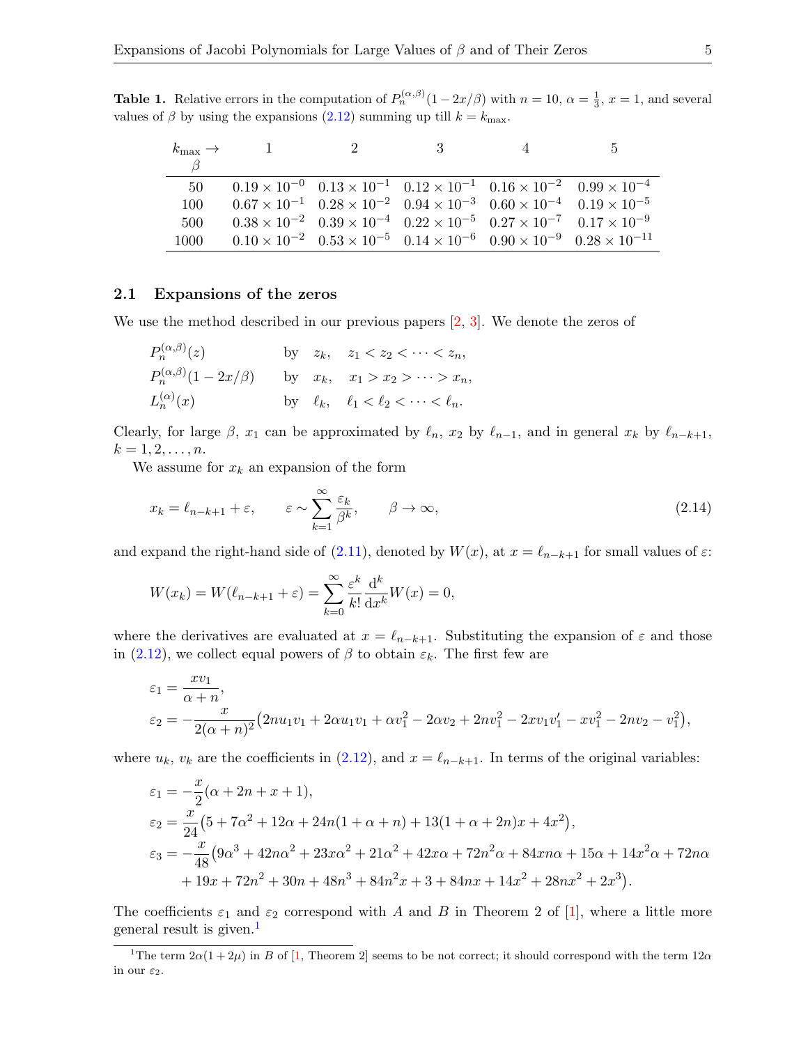**Table 1.** Relative errors in the computation of $P_n^{(\alpha,\beta)}(1-2x/\beta)$ with $n=10$, $\alpha=\frac{1}{3}$, $x=1$, and several values of $\beta$ by using the expansions (2.12) summing up till $k=k_{\max}$.

| $k_{\max} \rightarrow$ / $\beta$ | 1 | 2 | 3 | 4 | 5 |
|---|---|---|---|---|---|
| 50 | $0.19\times10^{-0}$ | $0.13\times10^{-1}$ | $0.12\times10^{-1}$ | $0.16\times10^{-2}$ | $0.99\times10^{-4}$ |
| 100 | $0.67\times10^{-1}$ | $0.28\times10^{-2}$ | $0.94\times10^{-3}$ | $0.60\times10^{-4}$ | $0.19\times10^{-5}$ |
| 500 | $0.38\times10^{-2}$ | $0.39\times10^{-4}$ | $0.22\times10^{-5}$ | $0.27\times10^{-7}$ | $0.17\times10^{-9}$ |
| 1000 | $0.10\times10^{-2}$ | $0.53\times10^{-5}$ | $0.14\times10^{-6}$ | $0.90\times10^{-9}$ | $0.28\times10^{-11}$ |

## 2.1 Expansions of the zeros

We use the method described in our previous papers [2, 3]. We denote the zeros of

$$
\begin{aligned}
&P_n^{(\alpha,\beta)}(z) && \text{by} \quad z_k, \quad z_1<z_2<\cdots<z_n,\\
&P_n^{(\alpha,\beta)}(1-2x/\beta) && \text{by} \quad x_k, \quad x_1>x_2>\cdots>x_n,\\
&L_n^{(\alpha)}(x) && \text{by} \quad \ell_k, \quad \ell_1<\ell_2<\cdots<\ell_n.
\end{aligned}
$$

Clearly, for large $\beta$, $x_1$ can be approximated by $\ell_n$, $x_2$ by $\ell_{n-1}$, and in general $x_k$ by $\ell_{n-k+1}$, $k=1,2,\ldots,n$.

We assume for $x_k$ an expansion of the form

$$
x_k=\ell_{n-k+1}+\varepsilon, \qquad \varepsilon\sim\sum_{k=1}^{\infty}\frac{\varepsilon_k}{\beta^k}, \qquad \beta\to\infty, \tag{2.14}
$$

and expand the right-hand side of (2.11), denoted by $W(x)$, at $x=\ell_{n-k+1}$ for small values of $\varepsilon$:

$$
W(x_k)=W(\ell_{n-k+1}+\varepsilon)=\sum_{k=0}^{\infty}\frac{\varepsilon^k}{k!}\frac{\mathrm{d}^k}{\mathrm{d}x^k}W(x)=0,
$$

where the derivatives are evaluated at $x=\ell_{n-k+1}$. Substituting the expansion of $\varepsilon$ and those in (2.12), we collect equal powers of $\beta$ to obtain $\varepsilon_k$. The first few are

$$
\begin{aligned}
\varepsilon_1&=\frac{xv_1}{\alpha+n},\\
\varepsilon_2&=-\frac{x}{2(\alpha+n)^2}\big(2nu_1v_1+2\alpha u_1v_1+\alpha v_1^2-2\alpha v_2+2nv_1^2-2xv_1v_1'-xv_1^2-2nv_2-v_1^2\big),
\end{aligned}
$$

where $u_k$, $v_k$ are the coefficients in (2.12), and $x=\ell_{n-k+1}$. In terms of the original variables:

$$
\begin{aligned}
\varepsilon_1&=-\frac{x}{2}(\alpha+2n+x+1),\\
\varepsilon_2&=\frac{x}{24}\big(5+7\alpha^2+12\alpha+24n(1+\alpha+n)+13(1+\alpha+2n)x+4x^2\big),\\
\varepsilon_3&=-\frac{x}{48}\big(9\alpha^3+42n\alpha^2+23x\alpha^2+21\alpha^2+42x\alpha+72n^2\alpha+84xn\alpha+15\alpha+14x^2\alpha+72n\alpha\\
&\quad+19x+72n^2+30n+48n^3+84n^2x+3+84nx+14x^2+28nx^2+2x^3\big).
\end{aligned}
$$

The coefficients $\varepsilon_1$ and $\varepsilon_2$ correspond with $A$ and $B$ in Theorem 2 of [1], where a little more general result is given.[1]

[1] The term $2\alpha(1+2\mu)$ in $B$ of [1, Theorem 2] seems to be not correct; it should correspond with the term $12\alpha$ in our $\varepsilon_2$.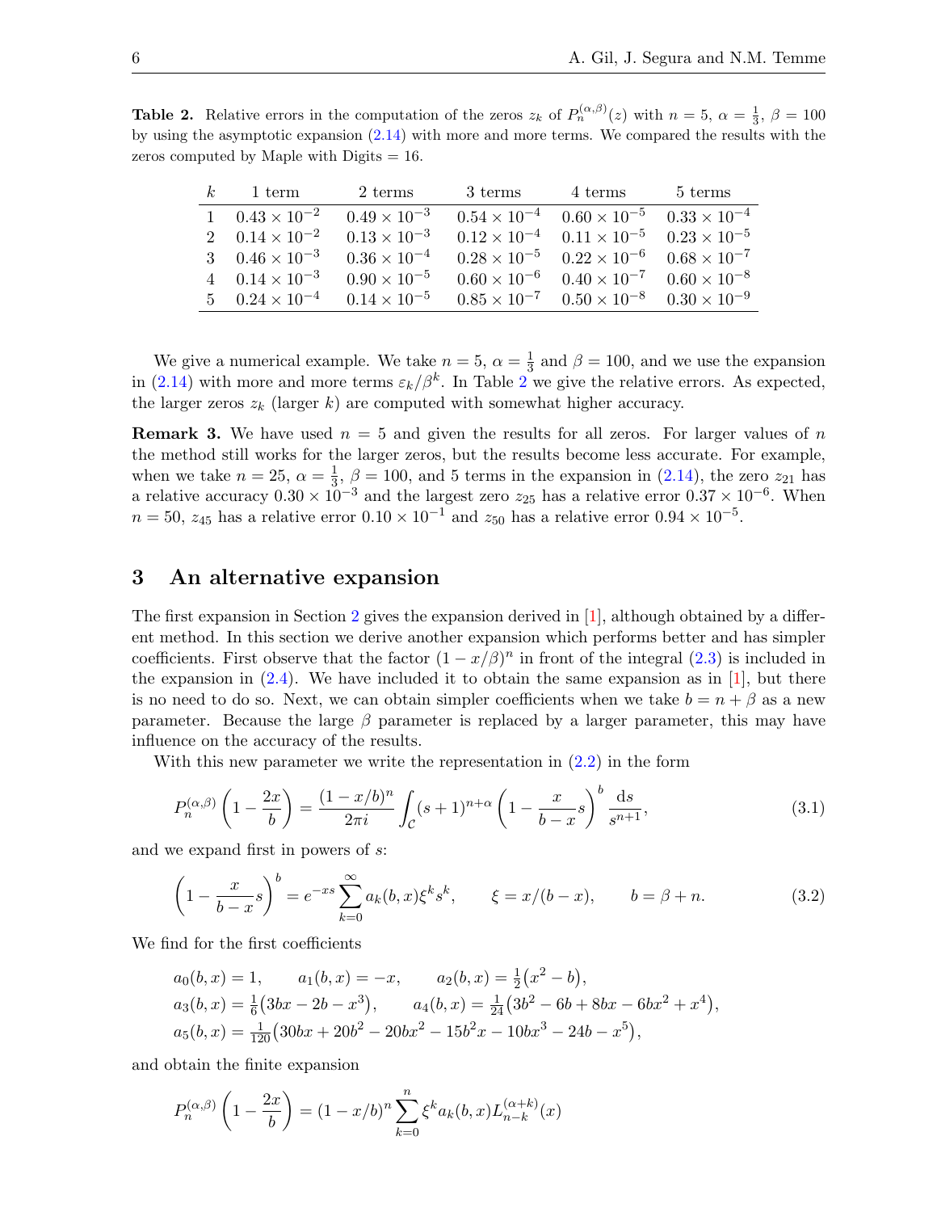**Table 2.** Relative errors in the computation of the zeros $z_k$ of $P_n^{(\alpha,\beta)}(z)$ with $n = 5$, $\alpha = \frac{1}{3}$, $\beta = 100$ by using the asymptotic expansion (2.14) with more and more terms. We compared the results with the zeros computed by Maple with Digits = 16.

| $k$ | 1 term | 2 terms | 3 terms | 4 terms | 5 terms |
|---|---|---|---|---|---|
| 1 | $0.43 \times 10^{-2}$ | $0.49 \times 10^{-3}$ | $0.54 \times 10^{-4}$ | $0.60 \times 10^{-5}$ | $0.33 \times 10^{-4}$ |
| 2 | $0.14 \times 10^{-2}$ | $0.13 \times 10^{-3}$ | $0.12 \times 10^{-4}$ | $0.11 \times 10^{-5}$ | $0.23 \times 10^{-5}$ |
| 3 | $0.46 \times 10^{-3}$ | $0.36 \times 10^{-4}$ | $0.28 \times 10^{-5}$ | $0.22 \times 10^{-6}$ | $0.68 \times 10^{-7}$ |
| 4 | $0.14 \times 10^{-3}$ | $0.90 \times 10^{-5}$ | $0.60 \times 10^{-6}$ | $0.40 \times 10^{-7}$ | $0.60 \times 10^{-8}$ |
| 5 | $0.24 \times 10^{-4}$ | $0.14 \times 10^{-5}$ | $0.85 \times 10^{-7}$ | $0.50 \times 10^{-8}$ | $0.30 \times 10^{-9}$ |

We give a numerical example. We take $n = 5$, $\alpha = \frac{1}{3}$ and $\beta = 100$, and we use the expansion in (2.14) with more and more terms $\varepsilon_k/\beta^k$. In Table 2 we give the relative errors. As expected, the larger zeros $z_k$ (larger $k$) are computed with somewhat higher accuracy.

**Remark 3.** We have used $n = 5$ and given the results for all zeros. For larger values of $n$ the method still works for the larger zeros, but the results become less accurate. For example, when we take $n = 25$, $\alpha = \frac{1}{3}$, $\beta = 100$, and 5 terms in the expansion in (2.14), the zero $z_{21}$ has a relative accuracy $0.30 \times 10^{-3}$ and the largest zero $z_{25}$ has a relative error $0.37 \times 10^{-6}$. When $n = 50$, $z_{45}$ has a relative error $0.10 \times 10^{-1}$ and $z_{50}$ has a relative error $0.94 \times 10^{-5}$.

## 3 An alternative expansion

The first expansion in Section 2 gives the expansion derived in [1], although obtained by a different method. In this section we derive another expansion which performs better and has simpler coefficients. First observe that the factor $(1 - x/\beta)^n$ in front of the integral (2.3) is included in the expansion in (2.4). We have included it to obtain the same expansion as in [1], but there is no need to do so. Next, we can obtain simpler coefficients when we take $b = n + \beta$ as a new parameter. Because the large $\beta$ parameter is replaced by a larger parameter, this may have influence on the accuracy of the results.

With this new parameter we write the representation in (2.2) in the form

$$P_n^{(\alpha,\beta)}\left(1 - \frac{2x}{b}\right) = \frac{(1 - x/b)^n}{2\pi i} \int_{\mathcal{C}} (s+1)^{n+\alpha} \left(1 - \frac{x}{b-x}s\right)^b \frac{ds}{s^{n+1}}, \tag{3.1}$$

and we expand first in powers of $s$:

$$\left(1 - \frac{x}{b-x}s\right)^b = e^{-xs} \sum_{k=0}^{\infty} a_k(b,x)\xi^k s^k, \qquad \xi = x/(b-x), \qquad b = \beta + n. \tag{3.2}$$

We find for the first coefficients

$$\begin{aligned}
&a_0(b,x) = 1, \qquad a_1(b,x) = -x, \qquad a_2(b,x) = \tfrac{1}{2}\left(x^2 - b\right),\\
&a_3(b,x) = \tfrac{1}{6}\left(3bx - 2b - x^3\right), \qquad a_4(b,x) = \tfrac{1}{24}\left(3b^2 - 6b + 8bx - 6bx^2 + x^4\right),\\
&a_5(b,x) = \tfrac{1}{120}\left(30bx + 20b^2 - 20bx^2 - 15b^2x - 10bx^3 - 24b - x^5\right),
\end{aligned}$$

and obtain the finite expansion

$$P_n^{(\alpha,\beta)}\left(1 - \frac{2x}{b}\right) = (1 - x/b)^n \sum_{k=0}^{n} \xi^k a_k(b,x) L_{n-k}^{(\alpha+k)}(x)$$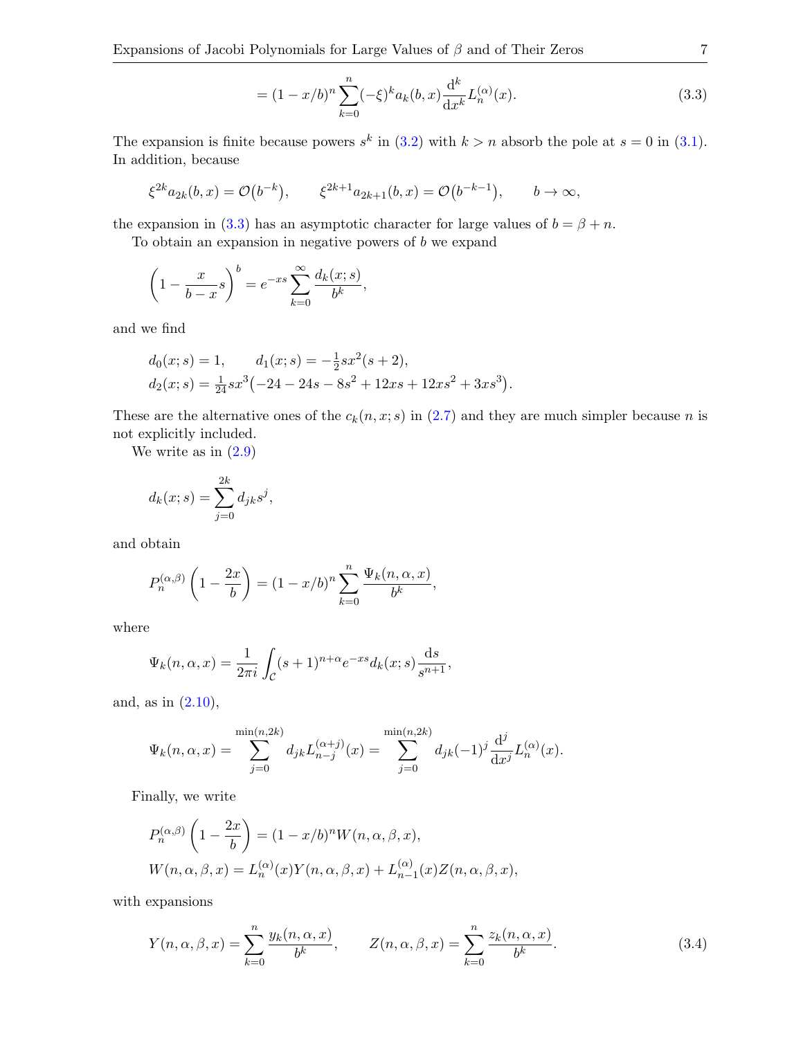$$
= (1 - x/b)^n \sum_{k=0}^{n} (-\xi)^k a_k(b,x) \frac{\mathrm{d}^k}{\mathrm{d}x^k} L_n^{(\alpha)}(x). \tag{3.3}
$$

The expansion is finite because powers $s^k$ in (3.2) with $k > n$ absorb the pole at $s = 0$ in (3.1). In addition, because

$$
\xi^{2k} a_{2k}(b,x) = \mathcal{O}\big(b^{-k}\big), \qquad \xi^{2k+1} a_{2k+1}(b,x) = \mathcal{O}\big(b^{-k-1}\big), \qquad b \to \infty,
$$

the expansion in (3.3) has an asymptotic character for large values of $b = \beta + n$.

To obtain an expansion in negative powers of $b$ we expand

$$
\left(1 - \frac{x}{b-x} s\right)^b = e^{-xs} \sum_{k=0}^{\infty} \frac{d_k(x;s)}{b^k},
$$

and we find

$$
\begin{aligned}
&d_0(x;s) = 1, \qquad d_1(x;s) = -\tfrac{1}{2} s x^2 (s+2), \\
&d_2(x;s) = \tfrac{1}{24} s x^3 \big(-24 - 24s - 8s^2 + 12xs + 12xs^2 + 3xs^3\big).
\end{aligned}
$$

These are the alternative ones of the $c_k(n,x;s)$ in (2.7) and they are much simpler because $n$ is not explicitly included.

We write as in (2.9)

$$
d_k(x;s) = \sum_{j=0}^{2k} d_{jk} s^j,
$$

and obtain

$$
P_n^{(\alpha,\beta)}\left(1 - \frac{2x}{b}\right) = (1 - x/b)^n \sum_{k=0}^{n} \frac{\Psi_k(n,\alpha,x)}{b^k},
$$

where

$$
\Psi_k(n,\alpha,x) = \frac{1}{2\pi i} \int_{\mathcal{C}} (s+1)^{n+\alpha} e^{-xs} d_k(x;s) \frac{\mathrm{d}s}{s^{n+1}},
$$

and, as in (2.10),

$$
\Psi_k(n,\alpha,x) = \sum_{j=0}^{\min(n,2k)} d_{jk} L_{n-j}^{(\alpha+j)}(x) = \sum_{j=0}^{\min(n,2k)} d_{jk} (-1)^j \frac{\mathrm{d}^j}{\mathrm{d}x^j} L_n^{(\alpha)}(x).
$$

Finally, we write

$$
\begin{aligned}
&P_n^{(\alpha,\beta)}\left(1 - \frac{2x}{b}\right) = (1 - x/b)^n W(n,\alpha,\beta,x), \\
&W(n,\alpha,\beta,x) = L_n^{(\alpha)}(x) Y(n,\alpha,\beta,x) + L_{n-1}^{(\alpha)}(x) Z(n,\alpha,\beta,x),
\end{aligned}
$$

with expansions

$$
Y(n,\alpha,\beta,x) = \sum_{k=0}^{n} \frac{y_k(n,\alpha,x)}{b^k}, \qquad Z(n,\alpha,\beta,x) = \sum_{k=0}^{n} \frac{z_k(n,\alpha,x)}{b^k}. \tag{3.4}
$$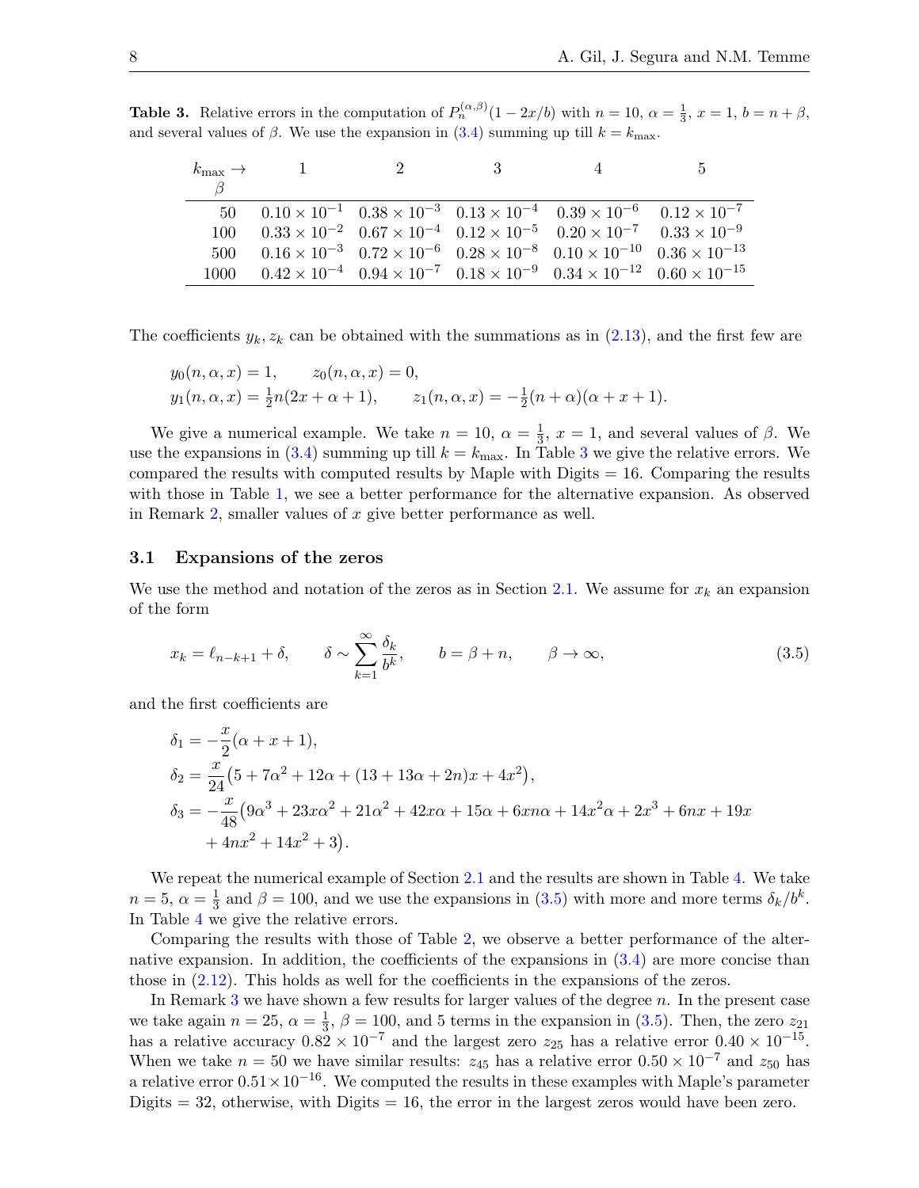**Table 3.** Relative errors in the computation of $P_n^{(\alpha,\beta)}(1-2x/b)$ with $n=10$, $\alpha=\frac{1}{3}$, $x=1$, $b=n+\beta$, and several values of $\beta$. We use the expansion in (3.4) summing up till $k=k_{\max}$.

| $k_{\max} \rightarrow$ $\beta$ | 1 | 2 | 3 | 4 | 5 |
|---|---|---|---|---|---|
| 50 | $0.10\times10^{-1}$ | $0.38\times10^{-3}$ | $0.13\times10^{-4}$ | $0.39\times10^{-6}$ | $0.12\times10^{-7}$ |
| 100 | $0.33\times10^{-2}$ | $0.67\times10^{-4}$ | $0.12\times10^{-5}$ | $0.20\times10^{-7}$ | $0.33\times10^{-9}$ |
| 500 | $0.16\times10^{-3}$ | $0.72\times10^{-6}$ | $0.28\times10^{-8}$ | $0.10\times10^{-10}$ | $0.36\times10^{-13}$ |
| 1000 | $0.42\times10^{-4}$ | $0.94\times10^{-7}$ | $0.18\times10^{-9}$ | $0.34\times10^{-12}$ | $0.60\times10^{-15}$ |

The coefficients $y_k, z_k$ can be obtained with the summations as in (2.13), and the first few are

$$
\begin{aligned}
&y_0(n,\alpha,x)=1, \qquad z_0(n,\alpha,x)=0,\\
&y_1(n,\alpha,x)=\tfrac{1}{2}n(2x+\alpha+1), \qquad z_1(n,\alpha,x)=-\tfrac{1}{2}(n+\alpha)(\alpha+x+1).
\end{aligned}
$$

We give a numerical example. We take $n=10$, $\alpha=\frac{1}{3}$, $x=1$, and several values of $\beta$. We use the expansions in (3.4) summing up till $k=k_{\max}$. In Table 3 we give the relative errors. We compared the results with computed results by Maple with Digits $=16$. Comparing the results with those in Table 1, we see a better performance for the alternative expansion. As observed in Remark 2, smaller values of $x$ give better performance as well.

### 3.1 Expansions of the zeros

We use the method and notation of the zeros as in Section 2.1. We assume for $x_k$ an expansion of the form

$$
x_k=\ell_{n-k+1}+\delta, \qquad \delta\sim\sum_{k=1}^{\infty}\frac{\delta_k}{b^k}, \qquad b=\beta+n, \qquad \beta\to\infty, \tag{3.5}
$$

and the first coefficients are

$$
\begin{aligned}
\delta_1&=-\frac{x}{2}(\alpha+x+1),\\
\delta_2&=\frac{x}{24}\big(5+7\alpha^2+12\alpha+(13+13\alpha+2n)x+4x^2\big),\\
\delta_3&=-\frac{x}{48}\big(9\alpha^3+23x\alpha^2+21\alpha^2+42x\alpha+15\alpha+6xn\alpha+14x^2\alpha+2x^3+6nx+19x\\
&\quad+4nx^2+14x^2+3\big).
\end{aligned}
$$

We repeat the numerical example of Section 2.1 and the results are shown in Table 4. We take $n=5$, $\alpha=\frac{1}{3}$ and $\beta=100$, and we use the expansions in (3.5) with more and more terms $\delta_k/b^k$. In Table 4 we give the relative errors.

Comparing the results with those of Table 2, we observe a better performance of the alternative expansion. In addition, the coefficients of the expansions in (3.4) are more concise than those in (2.12). This holds as well for the coefficients in the expansions of the zeros.

In Remark 3 we have shown a few results for larger values of the degree $n$. In the present case we take again $n=25$, $\alpha=\frac{1}{3}$, $\beta=100$, and 5 terms in the expansion in (3.5). Then, the zero $z_{21}$ has a relative accuracy $0.82\times10^{-7}$ and the largest zero $z_{25}$ has a relative error $0.40\times10^{-15}$. When we take $n=50$ we have similar results: $z_{45}$ has a relative error $0.50\times10^{-7}$ and $z_{50}$ has a relative error $0.51\times10^{-16}$. We computed the results in these examples with Maple's parameter Digits $=32$, otherwise, with Digits $=16$, the error in the largest zeros would have been zero.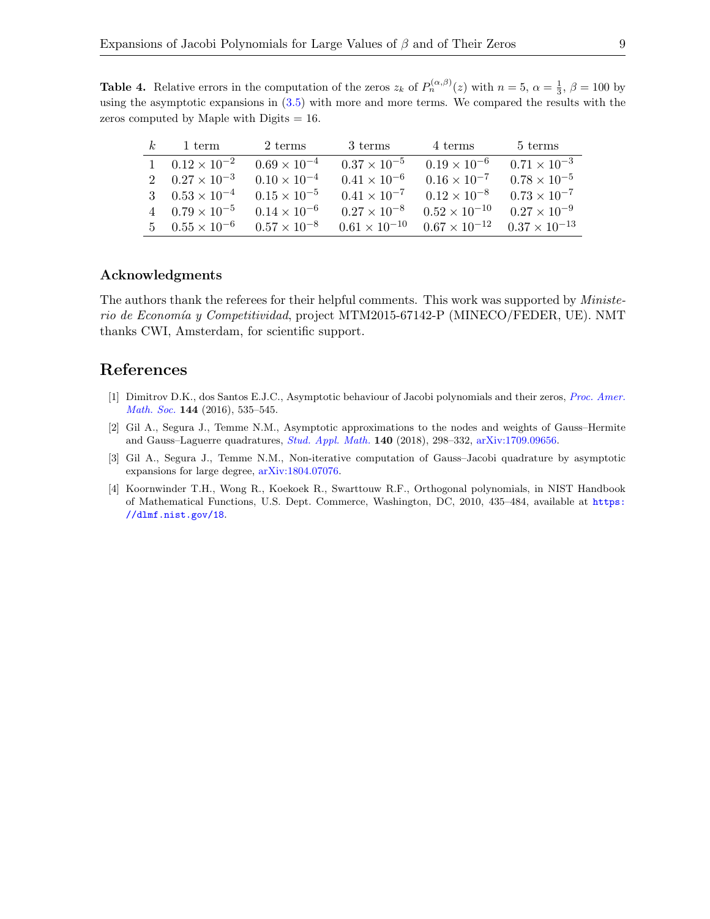**Table 4.** Relative errors in the computation of the zeros $z_k$ of $P_n^{(\alpha,\beta)}(z)$ with $n = 5$, $\alpha = \frac{1}{3}$, $\beta = 100$ by using the asymptotic expansions in (3.5) with more and more terms. We compared the results with the zeros computed by Maple with Digits = 16.

| $k$ | 1 term | 2 terms | 3 terms | 4 terms | 5 terms |
|---|---|---|---|---|---|
| 1 | $0.12 \times 10^{-2}$ | $0.69 \times 10^{-4}$ | $0.37 \times 10^{-5}$ | $0.19 \times 10^{-6}$ | $0.71 \times 10^{-3}$ |
| 2 | $0.27 \times 10^{-3}$ | $0.10 \times 10^{-4}$ | $0.41 \times 10^{-6}$ | $0.16 \times 10^{-7}$ | $0.78 \times 10^{-5}$ |
| 3 | $0.53 \times 10^{-4}$ | $0.15 \times 10^{-5}$ | $0.41 \times 10^{-7}$ | $0.12 \times 10^{-8}$ | $0.73 \times 10^{-7}$ |
| 4 | $0.79 \times 10^{-5}$ | $0.14 \times 10^{-6}$ | $0.27 \times 10^{-8}$ | $0.52 \times 10^{-10}$ | $0.27 \times 10^{-9}$ |
| 5 | $0.55 \times 10^{-6}$ | $0.57 \times 10^{-8}$ | $0.61 \times 10^{-10}$ | $0.67 \times 10^{-12}$ | $0.37 \times 10^{-13}$ |

### Acknowledgments

The authors thank the referees for their helpful comments. This work was supported by *Ministerio de Economía y Competitividad*, project MTM2015-67142-P (MINECO/FEDER, UE). NMT thanks CWI, Amsterdam, for scientific support.

## References

[1] Dimitrov D.K., dos Santos E.J.C., Asymptotic behaviour of Jacobi polynomials and their zeros, *Proc. Amer. Math. Soc.* **144** (2016), 535–545.

[2] Gil A., Segura J., Temme N.M., Asymptotic approximations to the nodes and weights of Gauss–Hermite and Gauss–Laguerre quadratures, *Stud. Appl. Math.* **140** (2018), 298–332, arXiv:1709.09656.

[3] Gil A., Segura J., Temme N.M., Non-iterative computation of Gauss–Jacobi quadrature by asymptotic expansions for large degree, arXiv:1804.07076.

[4] Koornwinder T.H., Wong R., Koekoek R., Swarttouw R.F., Orthogonal polynomials, in NIST Handbook of Mathematical Functions, U.S. Dept. Commerce, Washington, DC, 2010, 435–484, available at https://dlmf.nist.gov/18.